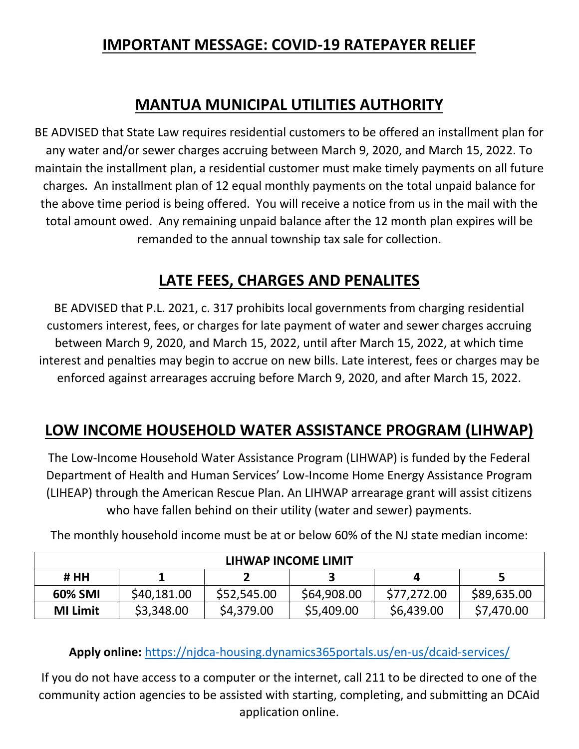# IMPORTANT MESSAGE: COVID-19 RATEPAYER RELIEF

## MANTUA MUNICIPAL UTILITIES AUTHORITY

BE ADVISED that State Law requires residential customers to be offered an installment plan for any water and/or sewer charges accruing between March 9, 2020, and March 15, 2022. To maintain the installment plan, a residential customer must make timely payments on all future charges. An installment plan of 12 equal monthly payments on the total unpaid balance for the above time period is being offered. You will receive a notice from us in the mail with the total amount owed. Any remaining unpaid balance after the 12 month plan expires will be remanded to the annual township tax sale for collection.

## LATE FEES, CHARGES AND PENALITES

BE ADVISED that P.L. 2021, c. 317 prohibits local governments from charging residential customers interest, fees, or charges for late payment of water and sewer charges accruing between March 9, 2020, and March 15, 2022, until after March 15, 2022, at which time interest and penalties may begin to accrue on new bills. Late interest, fees or charges may be enforced against arrearages accruing before March 9, 2020, and after March 15, 2022.

## LOW INCOME HOUSEHOLD WATER ASSISTANCE PROGRAM (LIHWAP)

The Low-Income Household Water Assistance Program (LIHWAP) is funded by the Federal Department of Health and Human Services' Low-Income Home Energy Assistance Program (LIHEAP) through the American Rescue Plan. An LIHWAP arrearage grant will assist citizens who have fallen behind on their utility (water and sewer) payments.

The monthly household income must be at or below 60% of the NJ state median income:

| LIHWAP INCOME LIMIT | | | | | |
|---|---|---|---|---|---|
| **# HH** | **1** | **2** | **3** | **4** | **5** |
| **60% SMI** | $40,181.00 | $52,545.00 | $64,908.00 | $77,272.00 | $89,635.00 |
| **MI Limit** | $3,348.00 | $4,379.00 | $5,409.00 | $6,439.00 | $7,470.00 |

**Apply online:** https://njdca-housing.dynamics365portals.us/en-us/dcaid-services/

If you do not have access to a computer or the internet, call 211 to be directed to one of the community action agencies to be assisted with starting, completing, and submitting an DCAid application online.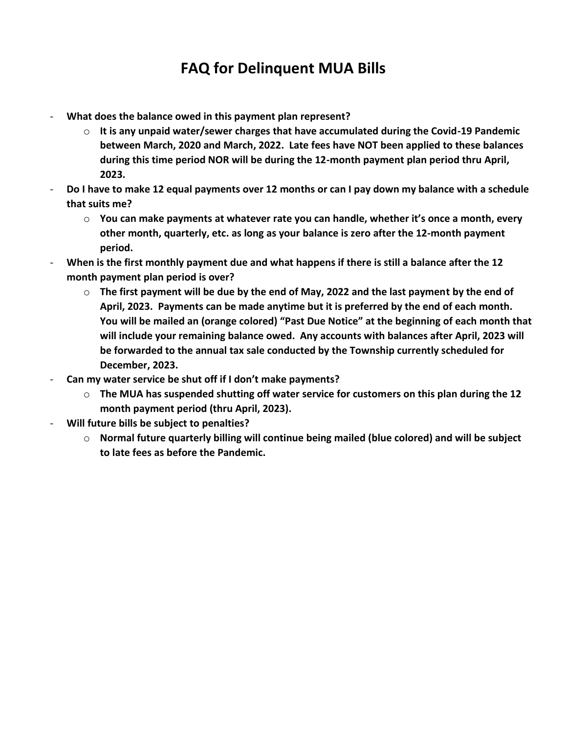# FAQ for Delinquent MUA Bills

- **What does the balance owed in this payment plan represent?**
  - **It is any unpaid water/sewer charges that have accumulated during the Covid-19 Pandemic between March, 2020 and March, 2022. Late fees have NOT been applied to these balances during this time period NOR will be during the 12-month payment plan period thru April, 2023.**
- **Do I have to make 12 equal payments over 12 months or can I pay down my balance with a schedule that suits me?**
  - **You can make payments at whatever rate you can handle, whether it's once a month, every other month, quarterly, etc. as long as your balance is zero after the 12-month payment period.**
- **When is the first monthly payment due and what happens if there is still a balance after the 12 month payment plan period is over?**
  - **The first payment will be due by the end of May, 2022 and the last payment by the end of April, 2023. Payments can be made anytime but it is preferred by the end of each month. You will be mailed an (orange colored) "Past Due Notice" at the beginning of each month that will include your remaining balance owed. Any accounts with balances after April, 2023 will be forwarded to the annual tax sale conducted by the Township currently scheduled for December, 2023.**
- **Can my water service be shut off if I don't make payments?**
  - **The MUA has suspended shutting off water service for customers on this plan during the 12 month payment period (thru April, 2023).**
- **Will future bills be subject to penalties?**
  - **Normal future quarterly billing will continue being mailed (blue colored) and will be subject to late fees as before the Pandemic.**